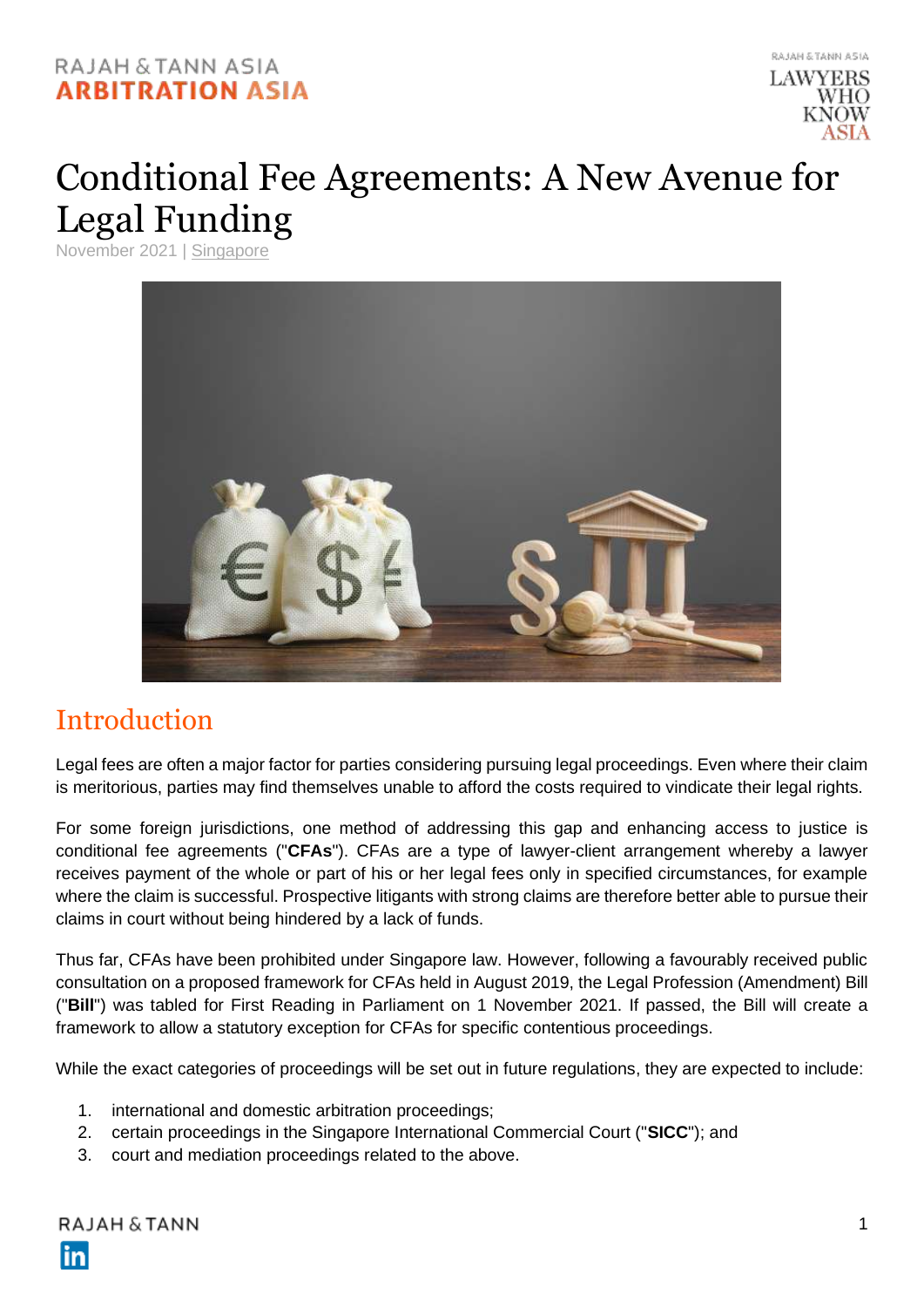# Conditional Fee Agreements: A New Avenue for Legal Funding

November 2021 | Singapore

## Introduction

Legal fees are often a major factor for parties considering pursuing legal proceedings. Even where their claim is meritorious, parties may find themselves unable to afford the costs required to vindicate their legal rights.

For some foreign jurisdictions, one method of addressing this gap and enhancing access to justice is conditional fee agreements ("**CFAs**"). CFAs are a type of lawyer-client arrangement whereby a lawyer receives payment of the whole or part of his or her legal fees only in specified circumstances, for example where the claim is successful. Prospective litigants with strong claims are therefore better able to pursue their claims in court without being hindered by a lack of funds.

Thus far, CFAs have been prohibited under Singapore law. However, following a favourably received public consultation on a proposed framework for CFAs held in August 2019, the Legal Profession (Amendment) Bill ("**Bill**") was tabled for First Reading in Parliament on 1 November 2021. If passed, the Bill will create a framework to allow a statutory exception for CFAs for specific contentious proceedings.

While the exact categories of proceedings will be set out in future regulations, they are expected to include:

1. international and domestic arbitration proceedings;
2. certain proceedings in the Singapore International Commercial Court ("**SICC**"); and
3. court and mediation proceedings related to the above.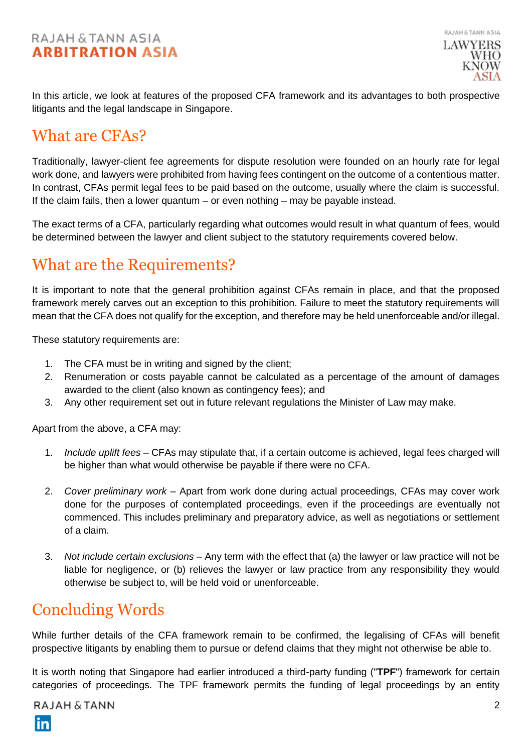In this article, we look at features of the proposed CFA framework and its advantages to both prospective litigants and the legal landscape in Singapore.

## What are CFAs?

Traditionally, lawyer-client fee agreements for dispute resolution were founded on an hourly rate for legal work done, and lawyers were prohibited from having fees contingent on the outcome of a contentious matter. In contrast, CFAs permit legal fees to be paid based on the outcome, usually where the claim is successful. If the claim fails, then a lower quantum – or even nothing – may be payable instead.

The exact terms of a CFA, particularly regarding what outcomes would result in what quantum of fees, would be determined between the lawyer and client subject to the statutory requirements covered below.

## What are the Requirements?

It is important to note that the general prohibition against CFAs remain in place, and that the proposed framework merely carves out an exception to this prohibition. Failure to meet the statutory requirements will mean that the CFA does not qualify for the exception, and therefore may be held unenforceable and/or illegal.

These statutory requirements are:

1. The CFA must be in writing and signed by the client;
2. Renumeration or costs payable cannot be calculated as a percentage of the amount of damages awarded to the client (also known as contingency fees); and
3. Any other requirement set out in future relevant regulations the Minister of Law may make.

Apart from the above, a CFA may:

1. *Include uplift fees* – CFAs may stipulate that, if a certain outcome is achieved, legal fees charged will be higher than what would otherwise be payable if there were no CFA.

2. *Cover preliminary work* – Apart from work done during actual proceedings, CFAs may cover work done for the purposes of contemplated proceedings, even if the proceedings are eventually not commenced. This includes preliminary and preparatory advice, as well as negotiations or settlement of a claim.

3. *Not include certain exclusions* – Any term with the effect that (a) the lawyer or law practice will not be liable for negligence, or (b) relieves the lawyer or law practice from any responsibility they would otherwise be subject to, will be held void or unenforceable.

## Concluding Words

While further details of the CFA framework remain to be confirmed, the legalising of CFAs will benefit prospective litigants by enabling them to pursue or defend claims that they might not otherwise be able to.

It is worth noting that Singapore had earlier introduced a third-party funding ("**TPF**") framework for certain categories of proceedings. The TPF framework permits the funding of legal proceedings by an entity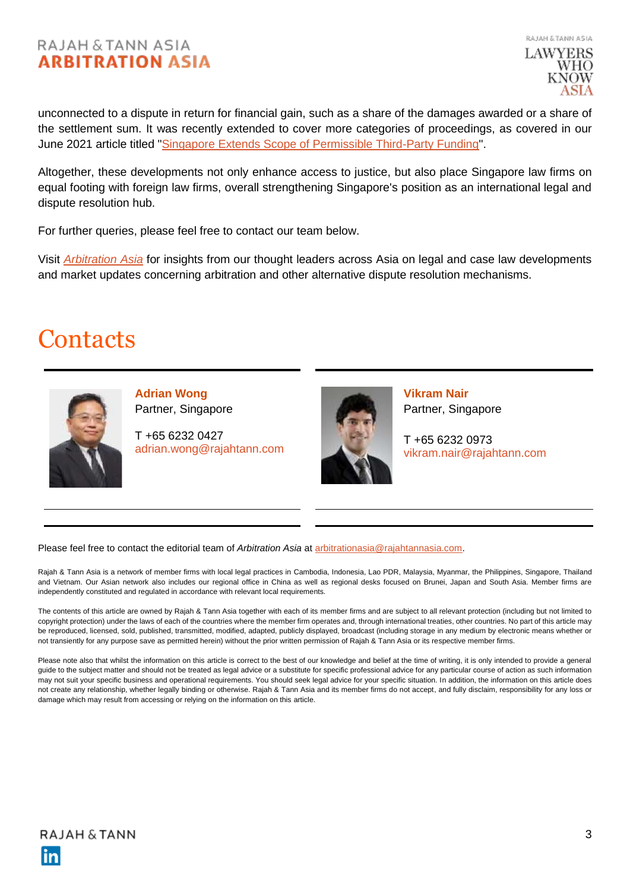unconnected to a dispute in return for financial gain, such as a share of the damages awarded or a share of the settlement sum. It was recently extended to cover more categories of proceedings, as covered in our June 2021 article titled "Singapore Extends Scope of Permissible Third-Party Funding".

Altogether, these developments not only enhance access to justice, but also place Singapore law firms on equal footing with foreign law firms, overall strengthening Singapore's position as an international legal and dispute resolution hub.

For further queries, please feel free to contact our team below.

Visit *Arbitration Asia* for insights from our thought leaders across Asia on legal and case law developments and market updates concerning arbitration and other alternative dispute resolution mechanisms.

# Contacts

**Adrian Wong**
Partner, Singapore

T +65 6232 0427
adrian.wong@rajahtann.com

**Vikram Nair**
Partner, Singapore

T +65 6232 0973
vikram.nair@rajahtann.com

Please feel free to contact the editorial team of *Arbitration Asia* at arbitrationasia@rajahtannasia.com.

Rajah & Tann Asia is a network of member firms with local legal practices in Cambodia, Indonesia, Lao PDR, Malaysia, Myanmar, the Philippines, Singapore, Thailand and Vietnam. Our Asian network also includes our regional office in China as well as regional desks focused on Brunei, Japan and South Asia. Member firms are independently constituted and regulated in accordance with relevant local requirements.

The contents of this article are owned by Rajah & Tann Asia together with each of its member firms and are subject to all relevant protection (including but not limited to copyright protection) under the laws of each of the countries where the member firm operates and, through international treaties, other countries. No part of this article may be reproduced, licensed, sold, published, transmitted, modified, adapted, publicly displayed, broadcast (including storage in any medium by electronic means whether or not transiently for any purpose save as permitted herein) without the prior written permission of Rajah & Tann Asia or its respective member firms.

Please note also that whilst the information on this article is correct to the best of our knowledge and belief at the time of writing, it is only intended to provide a general guide to the subject matter and should not be treated as legal advice or a substitute for specific professional advice for any particular course of action as such information may not suit your specific business and operational requirements. You should seek legal advice for your specific situation. In addition, the information on this article does not create any relationship, whether legally binding or otherwise. Rajah & Tann Asia and its member firms do not accept, and fully disclaim, responsibility for any loss or damage which may result from accessing or relying on the information on this article.